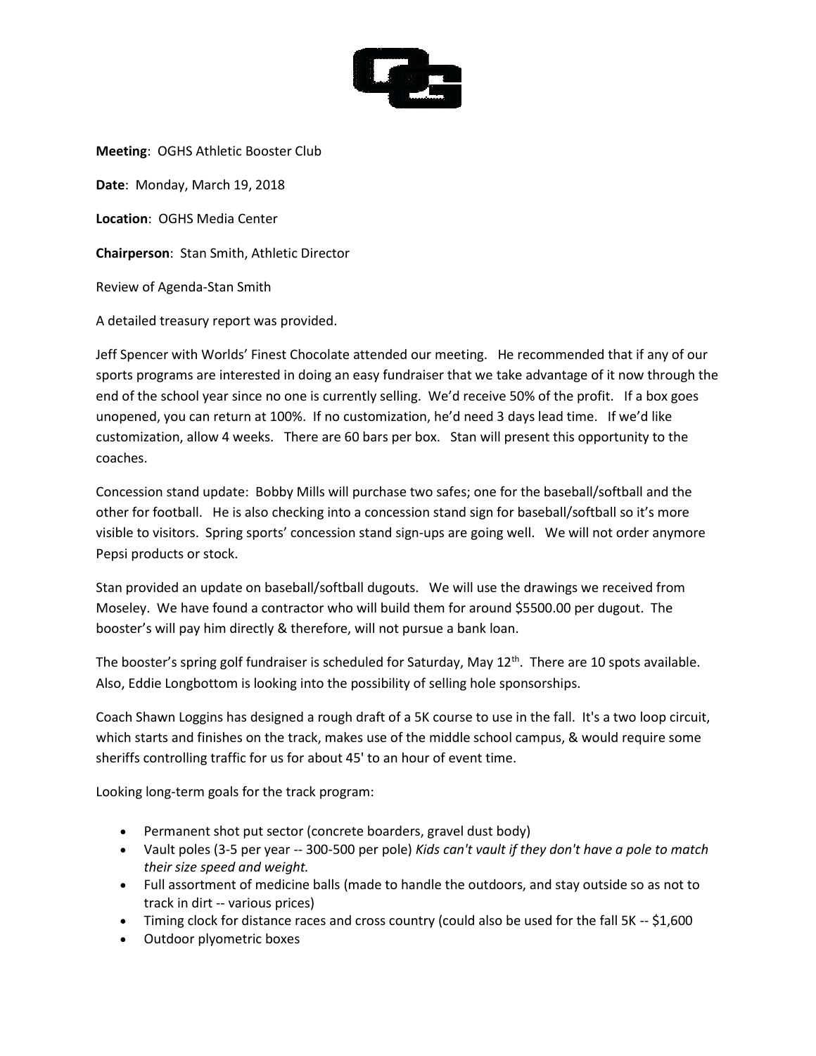**Meeting**: OGHS Athletic Booster Club

**Date**: Monday, March 19, 2018

**Location**: OGHS Media Center

**Chairperson**: Stan Smith, Athletic Director

Review of Agenda-Stan Smith

A detailed treasury report was provided.

Jeff Spencer with Worlds' Finest Chocolate attended our meeting. He recommended that if any of our sports programs are interested in doing an easy fundraiser that we take advantage of it now through the end of the school year since no one is currently selling. We'd receive 50% of the profit. If a box goes unopened, you can return at 100%. If no customization, he'd need 3 days lead time. If we'd like customization, allow 4 weeks. There are 60 bars per box. Stan will present this opportunity to the coaches.

Concession stand update: Bobby Mills will purchase two safes; one for the baseball/softball and the other for football. He is also checking into a concession stand sign for baseball/softball so it's more visible to visitors. Spring sports' concession stand sign-ups are going well. We will not order anymore Pepsi products or stock.

Stan provided an update on baseball/softball dugouts. We will use the drawings we received from Moseley. We have found a contractor who will build them for around $5500.00 per dugout. The booster's will pay him directly & therefore, will not pursue a bank loan.

The booster's spring golf fundraiser is scheduled for Saturday, May 12th. There are 10 spots available. Also, Eddie Longbottom is looking into the possibility of selling hole sponsorships.

Coach Shawn Loggins has designed a rough draft of a 5K course to use in the fall. It's a two loop circuit, which starts and finishes on the track, makes use of the middle school campus, & would require some sheriffs controlling traffic for us for about 45' to an hour of event time.

Looking long-term goals for the track program:

- Permanent shot put sector (concrete boarders, gravel dust body)
- Vault poles (3-5 per year -- 300-500 per pole) *Kids can't vault if they don't have a pole to match their size speed and weight.*
- Full assortment of medicine balls (made to handle the outdoors, and stay outside so as not to track in dirt -- various prices)
- Timing clock for distance races and cross country (could also be used for the fall 5K -- $1,600
- Outdoor plyometric boxes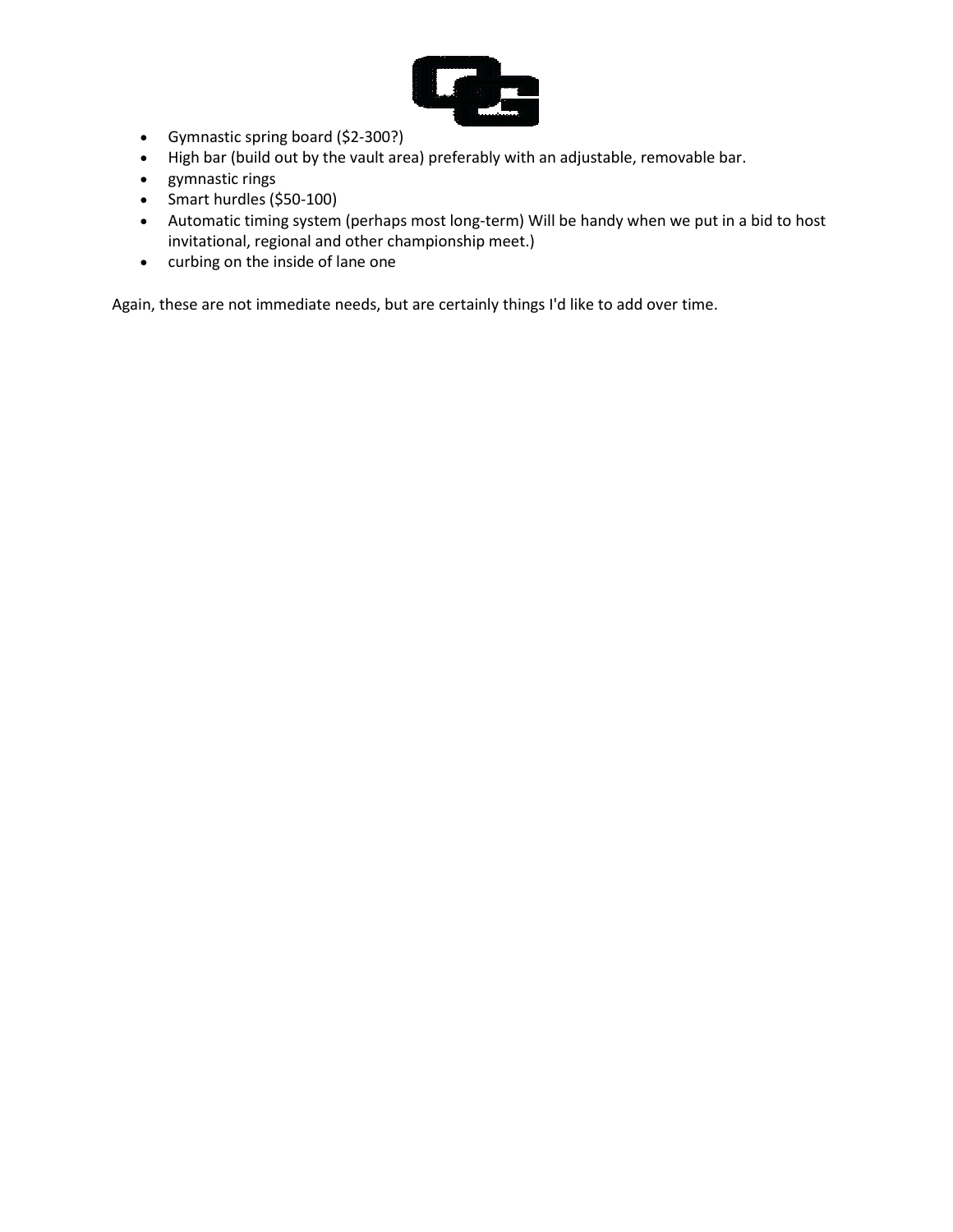- Gymnastic spring board ($2-300?)
- High bar (build out by the vault area) preferably with an adjustable, removable bar.
- gymnastic rings
- Smart hurdles ($50-100)
- Automatic timing system (perhaps most long-term) Will be handy when we put in a bid to host invitational, regional and other championship meet.)
- curbing on the inside of lane one

Again, these are not immediate needs, but are certainly things I'd like to add over time.